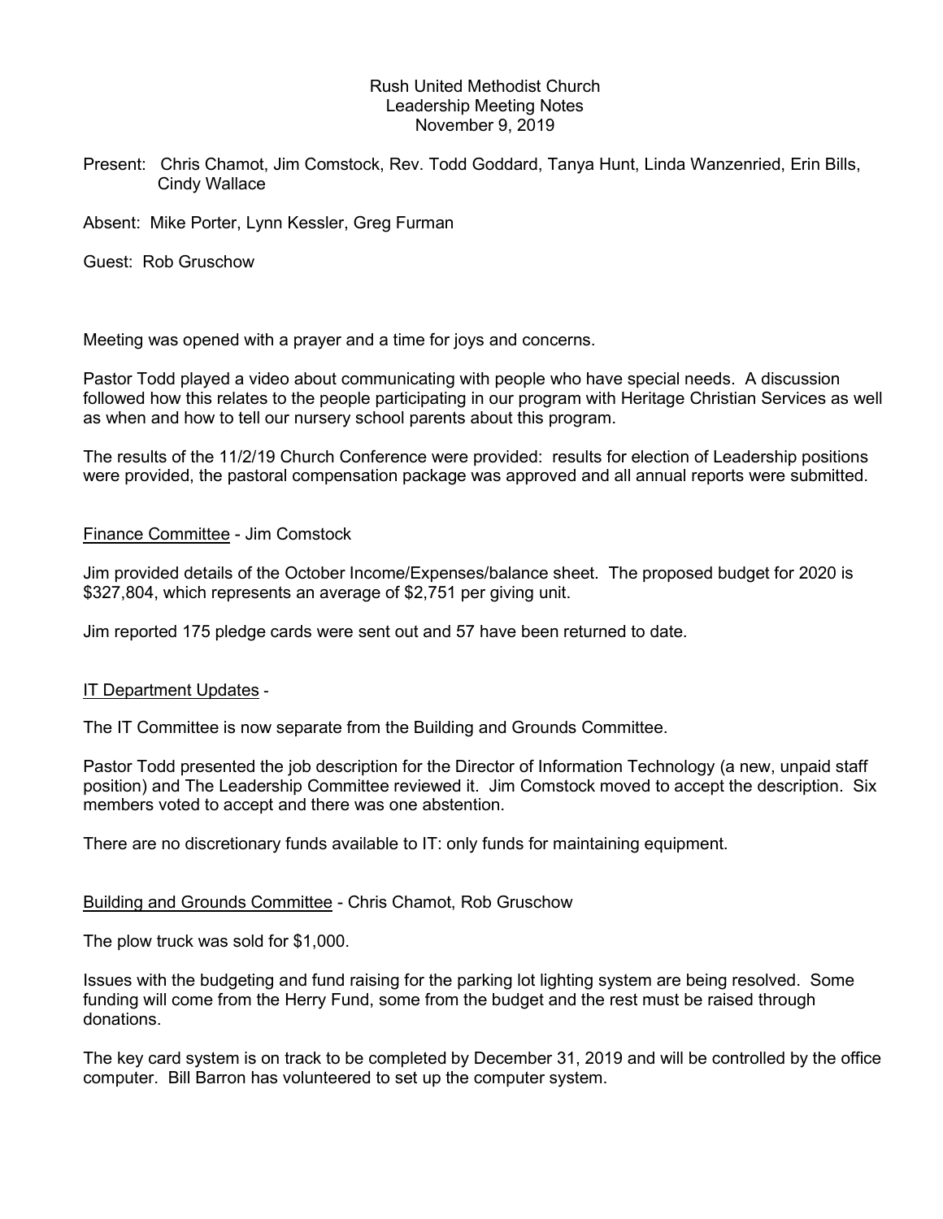Rush United Methodist Church
Leadership Meeting Notes
November 9, 2019

Present: Chris Chamot, Jim Comstock, Rev. Todd Goddard, Tanya Hunt, Linda Wanzenried, Erin Bills, Cindy Wallace

Absent: Mike Porter, Lynn Kessler, Greg Furman

Guest: Rob Gruschow

Meeting was opened with a prayer and a time for joys and concerns.

Pastor Todd played a video about communicating with people who have special needs. A discussion followed how this relates to the people participating in our program with Heritage Christian Services as well as when and how to tell our nursery school parents about this program.

The results of the 11/2/19 Church Conference were provided: results for election of Leadership positions were provided, the pastoral compensation package was approved and all annual reports were submitted.

<u>Finance Committee</u> - Jim Comstock

Jim provided details of the October Income/Expenses/balance sheet. The proposed budget for 2020 is $327,804, which represents an average of $2,751 per giving unit.

Jim reported 175 pledge cards were sent out and 57 have been returned to date.

<u>IT Department Updates</u> -

The IT Committee is now separate from the Building and Grounds Committee.

Pastor Todd presented the job description for the Director of Information Technology (a new, unpaid staff position) and The Leadership Committee reviewed it. Jim Comstock moved to accept the description. Six members voted to accept and there was one abstention.

There are no discretionary funds available to IT: only funds for maintaining equipment.

<u>Building and Grounds Committee</u> - Chris Chamot, Rob Gruschow

The plow truck was sold for $1,000.

Issues with the budgeting and fund raising for the parking lot lighting system are being resolved. Some funding will come from the Herry Fund, some from the budget and the rest must be raised through donations.

The key card system is on track to be completed by December 31, 2019 and will be controlled by the office computer. Bill Barron has volunteered to set up the computer system.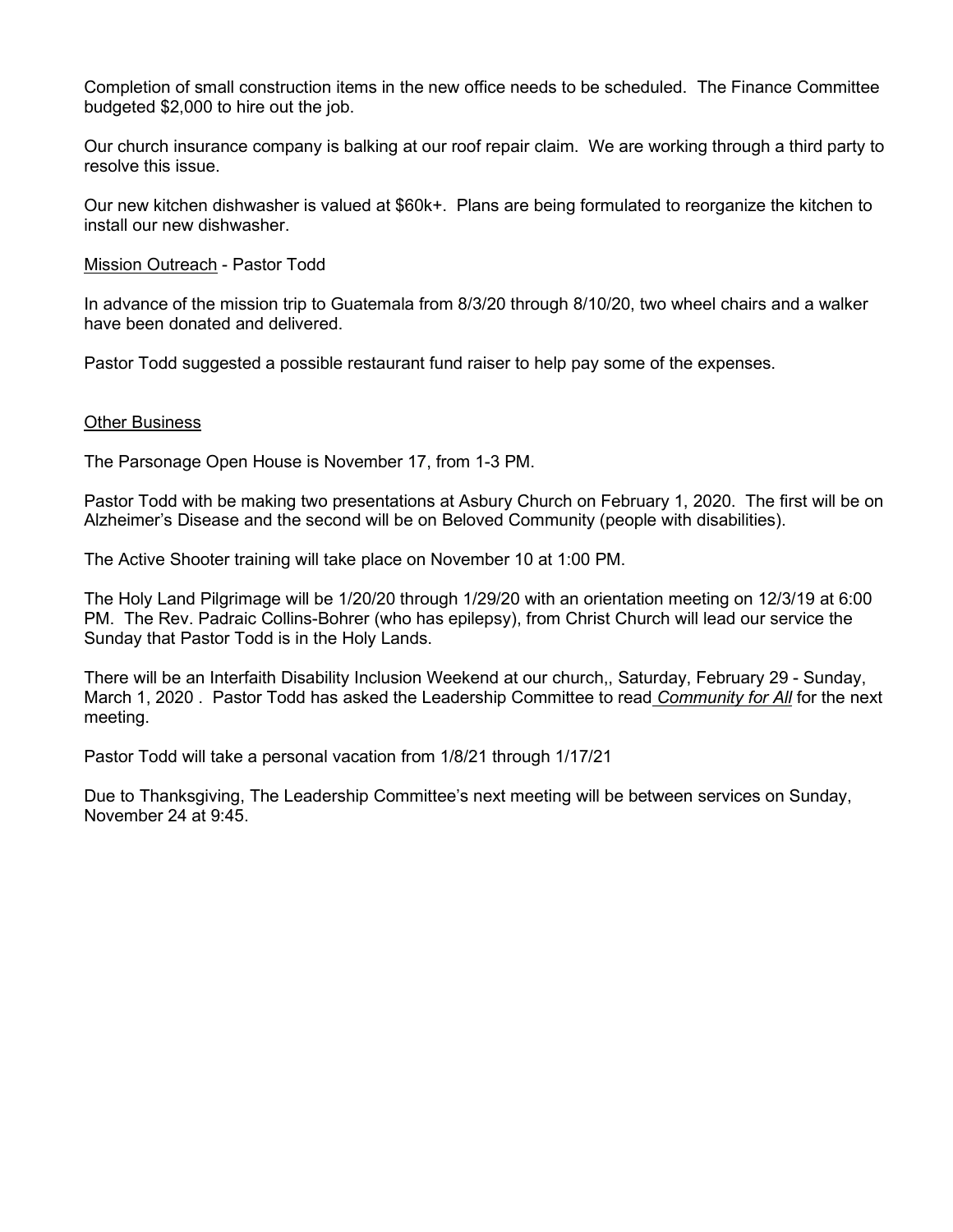Completion of small construction items in the new office needs to be scheduled. The Finance Committee budgeted $2,000 to hire out the job.

Our church insurance company is balking at our roof repair claim. We are working through a third party to resolve this issue.

Our new kitchen dishwasher is valued at $60k+. Plans are being formulated to reorganize the kitchen to install our new dishwasher.

<u>Mission Outreach</u> - Pastor Todd

In advance of the mission trip to Guatemala from 8/3/20 through 8/10/20, two wheel chairs and a walker have been donated and delivered.

Pastor Todd suggested a possible restaurant fund raiser to help pay some of the expenses.

<u>Other Business</u>

The Parsonage Open House is November 17, from 1-3 PM.

Pastor Todd with be making two presentations at Asbury Church on February 1, 2020. The first will be on Alzheimer's Disease and the second will be on Beloved Community (people with disabilities).

The Active Shooter training will take place on November 10 at 1:00 PM.

The Holy Land Pilgrimage will be 1/20/20 through 1/29/20 with an orientation meeting on 12/3/19 at 6:00 PM. The Rev. Padraic Collins-Bohrer (who has epilepsy), from Christ Church will lead our service the Sunday that Pastor Todd is in the Holy Lands.

There will be an Interfaith Disability Inclusion Weekend at our church,, Saturday, February 29 - Sunday, March 1, 2020 . Pastor Todd has asked the Leadership Committee to read ***<u>Community for All</u>*** for the next meeting.

Pastor Todd will take a personal vacation from 1/8/21 through 1/17/21

Due to Thanksgiving, The Leadership Committee's next meeting will be between services on Sunday, November 24 at 9:45.